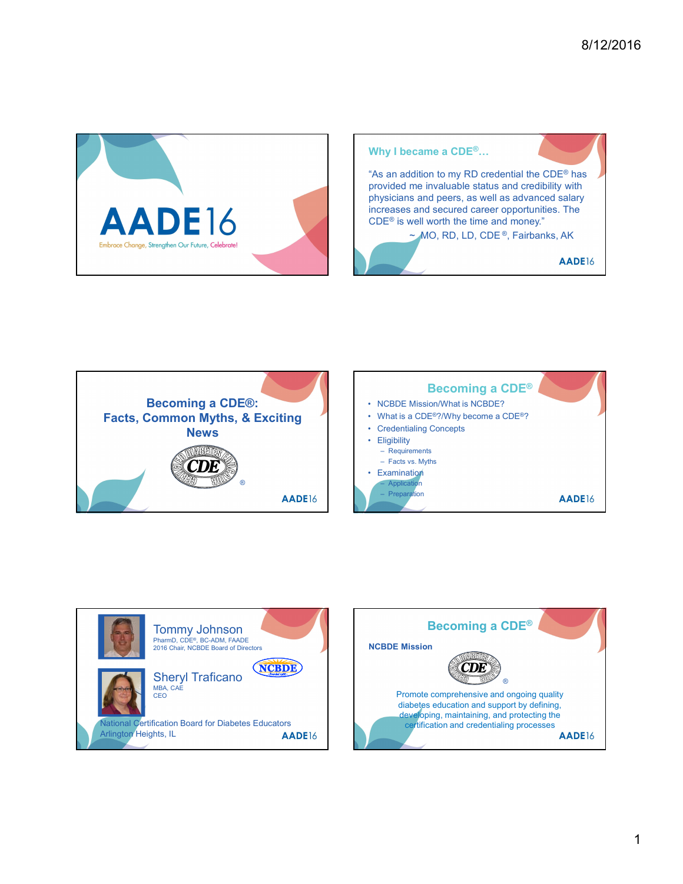# AADE16

Embrace Change, Strengthen Our Future, Celebrate!

---

## Why I became a CDE®…

"As an addition to my RD credential the CDE® has provided me invaluable status and credibility with physicians and peers, as well as advanced salary increases and secured career opportunities. The CDE® is well worth the time and money."

~ MO, RD, LD, CDE®, Fairbanks, AK

AADE16

---

## Becoming a CDE®: Facts, Common Myths, & Exciting News

AADE16

---

## Becoming a CDE®

- NCBDE Mission/What is NCBDE?
- What is a CDE®?/Why become a CDE®?
- Credentialing Concepts
- Eligibility
  - Requirements
  - Facts vs. Myths
- Examination
  - Application
  - Preparation

AADE16

---

**Tommy Johnson**
PharmD, CDE®, BC-ADM, FAADE
2016 Chair, NCBDE Board of Directors

**Sheryl Traficano**
MBA, CAE
CEO

National Certification Board for Diabetes Educators
Arlington Heights, IL

AADE16

---

## Becoming a CDE®

**NCBDE Mission**

Promote comprehensive and ongoing quality diabetes education and support by defining, developing, maintaining, and protecting the certification and credentialing processes

AADE16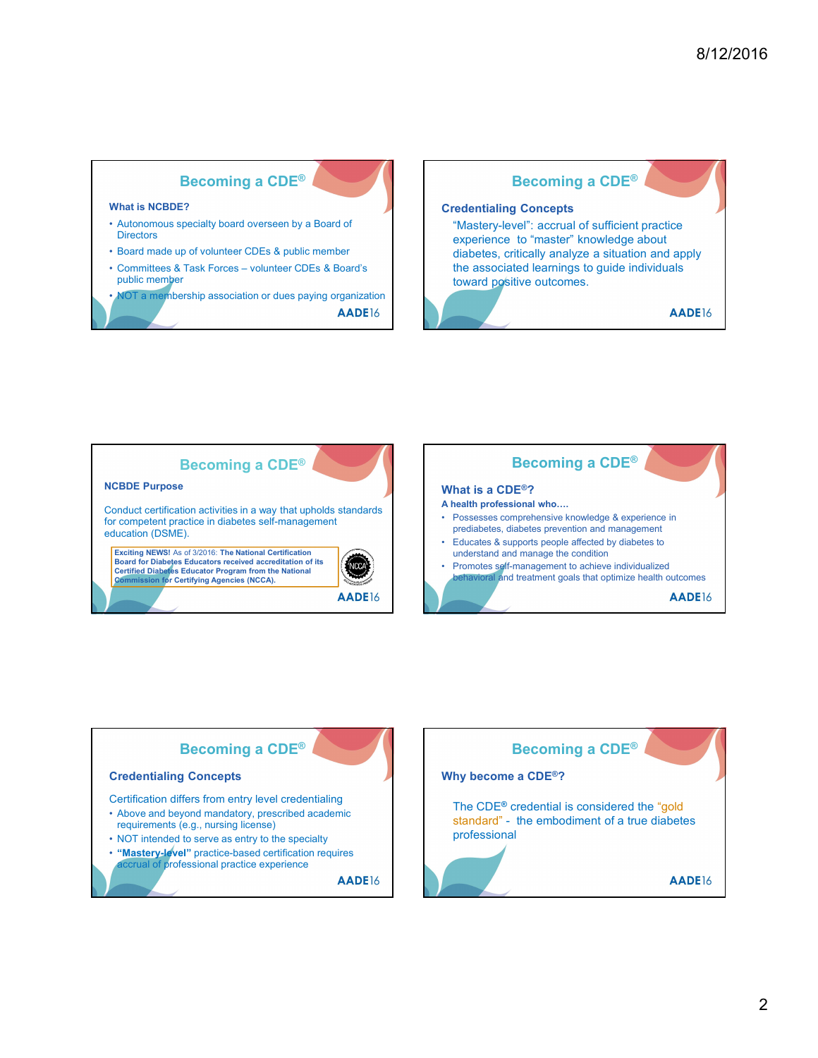## Becoming a CDE®

**What is NCBDE?**

- Autonomous specialty board overseen by a Board of Directors
- Board made up of volunteer CDEs & public member
- Committees & Task Forces – volunteer CDEs & Board's public member
- NOT a membership association or dues paying organization

## Becoming a CDE®

**Credentialing Concepts**

"Mastery-level": accrual of sufficient practice experience to "master" knowledge about diabetes, critically analyze a situation and apply the associated learnings to guide individuals toward positive outcomes.

## Becoming a CDE®

**NCBDE Purpose**

Conduct certification activities in a way that upholds standards for competent practice in diabetes self-management education (DSME).

**Exciting NEWS!** As of 3/2016: **The National Certification Board for Diabetes Educators received accreditation of its Certified Diabetes Educator Program from the National Commission for Certifying Agencies (NCCA).**

## Becoming a CDE®

**What is a CDE®?**

**A health professional who….**

- Possesses comprehensive knowledge & experience in prediabetes, diabetes prevention and management
- Educates & supports people affected by diabetes to understand and manage the condition
- Promotes self-management to achieve individualized behavioral and treatment goals that optimize health outcomes

## Becoming a CDE®

**Credentialing Concepts**

Certification differs from entry level credentialing

- Above and beyond mandatory, prescribed academic requirements (e.g., nursing license)
- NOT intended to serve as entry to the specialty
- **"Mastery-level"** practice-based certification requires accrual of professional practice experience

## Becoming a CDE®

**Why become a CDE®?**

The CDE® credential is considered the "gold standard" - the embodiment of a true diabetes professional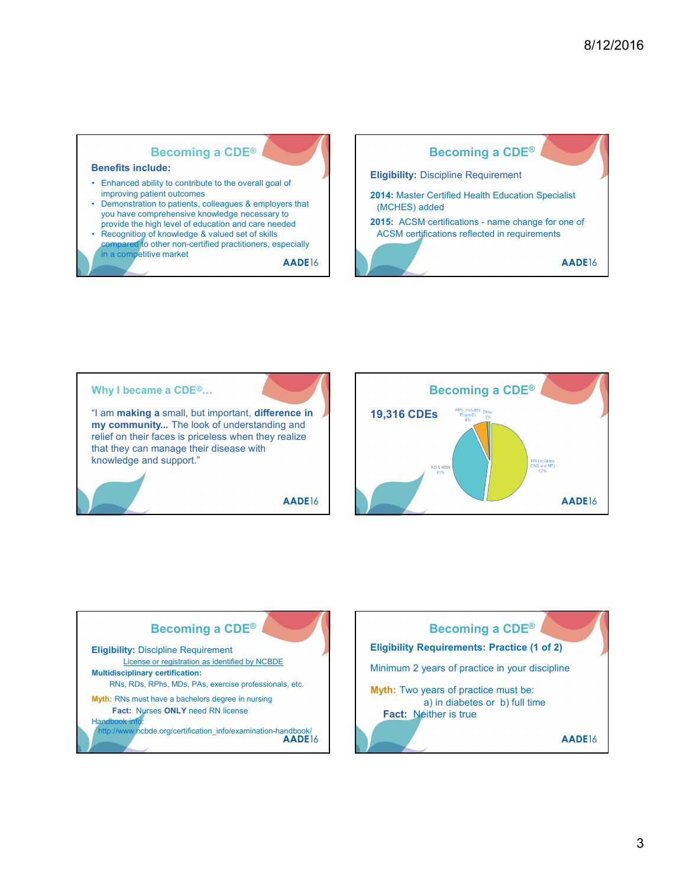## Becoming a CDE®

**Benefits include:**

- Enhanced ability to contribute to the overall goal of improving patient outcomes
- Demonstration to patients, colleagues & employers that you have comprehensive knowledge necessary to provide the high level of education and care needed
- Recognition of knowledge & valued set of skills compared to other non-certified practitioners, especially in a competitive market

AADE16

## Becoming a CDE®

**Eligibility:** Discipline Requirement

**2014:** Master Certified Health Education Specialist (MCHES) added

**2015:** ACSM certifications - name change for one of ACSM certifications reflected in requirements

AADE16

## Why I became a CDE®...

"I am **making a** small, but important, **difference in my community...** The look of understanding and relief on their faces is priceless when they realize that they can manage their disease with knowledge and support."

AADE16

## Becoming a CDE®

**19,316 CDEs**

- RN (includes CNS and NP) 52%
- RD & RDN 41%
- RPh (includes PharmD) 6%
- Other 1%

AADE16

## Becoming a CDE®

**Eligibility:** Discipline Requirement

License or registration as identified by NCBDE

**Multidisciplinary certification:**

RNs, RDs, RPhs, MDs, PAs, exercise professionals, etc.

**Myth:** RNs must have a bachelors degree in nursing

**Fact:** Nurses **ONLY** need RN license

Handbook info:
http://www.ncbde.org/certification_info/examination-handbook/

AADE16

## Becoming a CDE®

**Eligibility Requirements: Practice (1 of 2)**

Minimum 2 years of practice in your discipline

**Myth:** Two years of practice must be:
a) in diabetes or b) full time

**Fact:** Neither is true

AADE16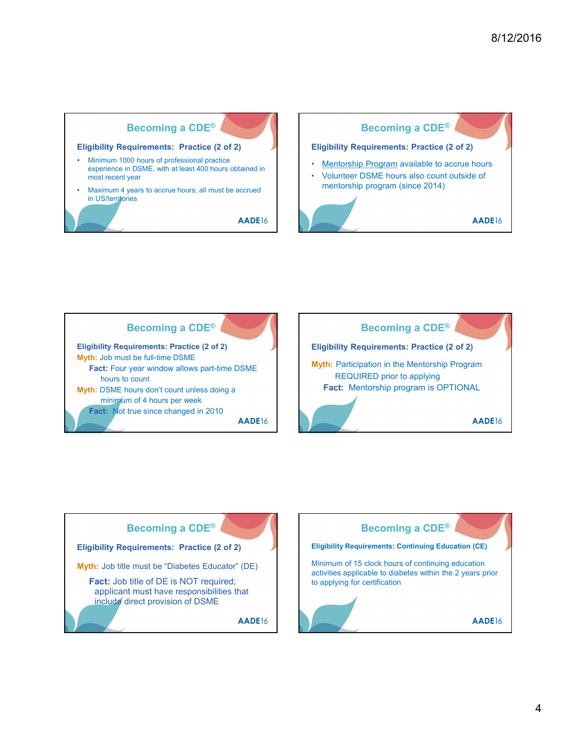## Becoming a CDE®

### Eligibility Requirements: Practice (2 of 2)

- Minimum 1000 hours of professional practice experience in DSME, with at least 400 hours obtained in most recent year
- Maximum 4 years to accrue hours; all must be accrued in US/territories

AADE16

## Becoming a CDE®

### Eligibility Requirements: Practice (2 of 2)

- Mentorship Program available to accrue hours
- Volunteer DSME hours also count outside of mentorship program (since 2014)

AADE16

## Becoming a CDE®

### Eligibility Requirements: Practice (2 of 2)

**Myth:** Job must be full-time DSME

**Fact:** Four year window allows part-time DSME hours to count

**Myth:** DSME hours don't count unless doing a minimum of 4 hours per week

**Fact:** Not true since changed in 2010

AADE16

## Becoming a CDE®

### Eligibility Requirements: Practice (2 of 2)

**Myth:** Participation in the Mentorship Program REQUIRED prior to applying

**Fact:** Mentorship program is OPTIONAL

AADE16

## Becoming a CDE®

### Eligibility Requirements: Practice (2 of 2)

**Myth:** Job title must be "Diabetes Educator" (DE)

**Fact:** Job title of DE is NOT required; applicant must have responsibilities that include direct provision of DSME

AADE16

## Becoming a CDE®

### Eligibility Requirements: Continuing Education (CE)

Minimum of 15 clock hours of continuing education activities applicable to diabetes within the 2 years prior to applying for certification

AADE16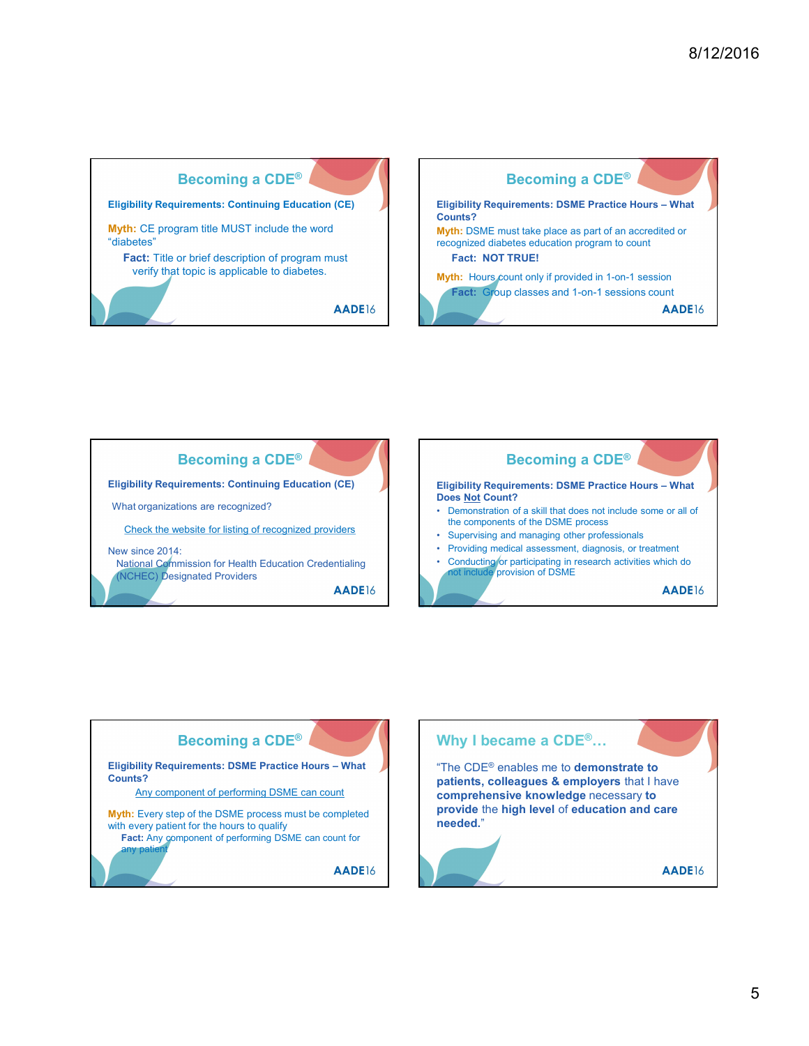## Becoming a CDE®

**Eligibility Requirements: Continuing Education (CE)**

**Myth:** CE program title MUST include the word "diabetes"

**Fact:** Title or brief description of program must verify that topic is applicable to diabetes.

AADE16

## Becoming a CDE®

**Eligibility Requirements: DSME Practice Hours – What Counts?**

**Myth:** DSME must take place as part of an accredited or recognized diabetes education program to count

**Fact: NOT TRUE!**

**Myth:** Hours count only if provided in 1-on-1 session

**Fact:** Group classes and 1-on-1 sessions count

AADE16

## Becoming a CDE®

**Eligibility Requirements: Continuing Education (CE)**

What organizations are recognized?

Check the website for listing of recognized providers

New since 2014:
National Commission for Health Education Credentialing (NCHEC) Designated Providers

AADE16

## Becoming a CDE®

**Eligibility Requirements: DSME Practice Hours – What Does Not Count?**

- Demonstration of a skill that does not include some or all of the components of the DSME process
- Supervising and managing other professionals
- Providing medical assessment, diagnosis, or treatment
- Conducting or participating in research activities which do not include provision of DSME

AADE16

## Becoming a CDE®

**Eligibility Requirements: DSME Practice Hours – What Counts?**

Any component of performing DSME can count

**Myth:** Every step of the DSME process must be completed with every patient for the hours to qualify

**Fact:** Any component of performing DSME can count for any patient

AADE16

## Why I became a CDE®…

"The CDE® enables me to **demonstrate to patients, colleagues & employers** that I have **comprehensive knowledge** necessary **to provide** the **high level** of **education and care needed.**"

AADE16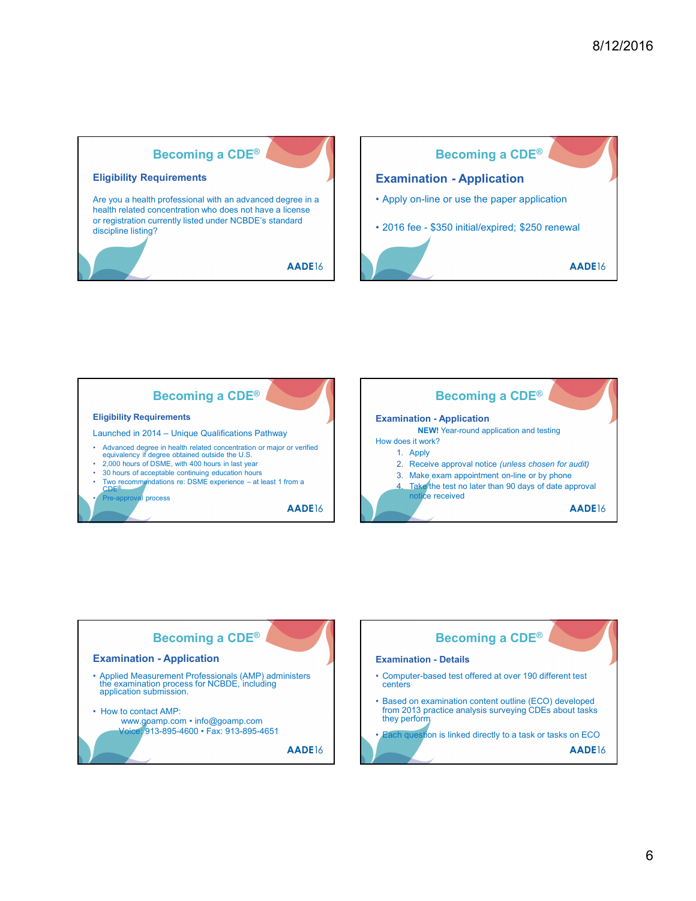## Becoming a CDE®

### Eligibility Requirements

Are you a health professional with an advanced degree in a health related concentration who does not have a license or registration currently listed under NCBDE's standard discipline listing?

## Becoming a CDE®

### Examination - Application

- Apply on-line or use the paper application
- 2016 fee - $350 initial/expired; $250 renewal

## Becoming a CDE®

### Eligibility Requirements

Launched in 2014 – Unique Qualifications Pathway

- Advanced degree in health related concentration or major or verified equivalency if degree obtained outside the U.S.
- 2,000 hours of DSME, with 400 hours in last year
- 30 hours of acceptable continuing education hours
- Two recommendations re: DSME experience – at least 1 from a CDE®
- Pre-approval process

## Becoming a CDE®

### Examination - Application

**NEW!** Year-round application and testing

How does it work?

1. Apply
2. Receive approval notice *(unless chosen for audit)*
3. Make exam appointment on-line or by phone
4. Take the test no later than 90 days of date approval notice received

## Becoming a CDE®

### Examination - Application

- Applied Measurement Professionals (AMP) administers the examination process for NCBDE, including application submission.
- How to contact AMP:
  www.goamp.com • info@goamp.com
  Voice: 913-895-4600 • Fax: 913-895-4651

## Becoming a CDE®

### Examination - Details

- Computer-based test offered at over 190 different test centers
- Based on examination content outline (ECO) developed from 2013 practice analysis surveying CDEs about tasks they perform
- Each question is linked directly to a task or tasks on ECO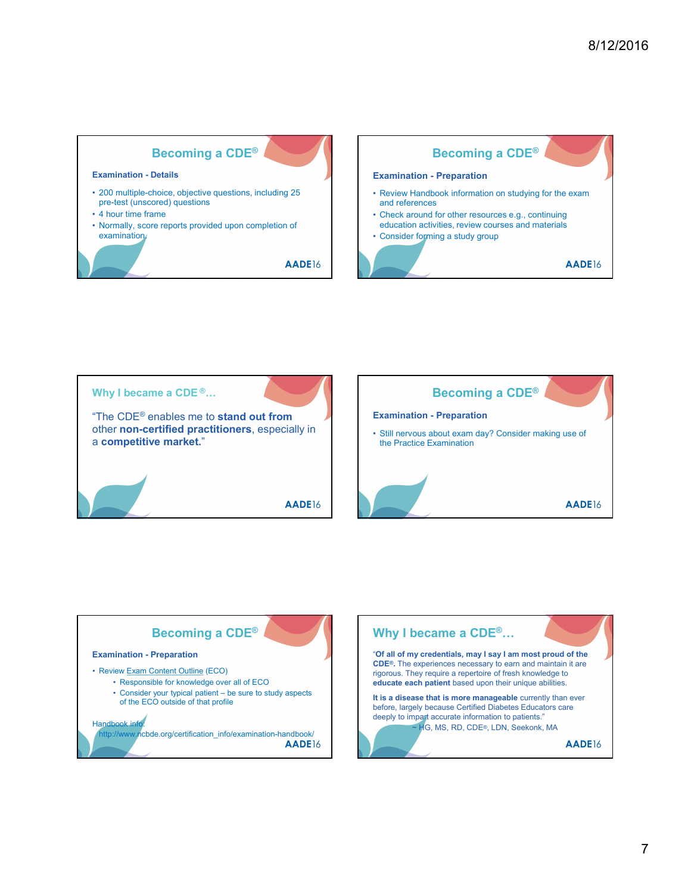## Becoming a CDE®

**Examination - Details**

- 200 multiple-choice, objective questions, including 25 pre-test (unscored) questions
- 4 hour time frame
- Normally, score reports provided upon completion of examination

AADE16

## Becoming a CDE®

**Examination - Preparation**

- Review Handbook information on studying for the exam and references
- Check around for other resources e.g., continuing education activities, review courses and materials
- Consider forming a study group

AADE16

## Why I became a CDE®…

"The CDE® enables me to **stand out from** other **non-certified practitioners**, especially in a **competitive market.**"

AADE16

## Becoming a CDE®

**Examination - Preparation**

- Still nervous about exam day? Consider making use of the Practice Examination

AADE16

## Becoming a CDE®

**Examination - Preparation**

- Review Exam Content Outline (ECO)
  - Responsible for knowledge over all of ECO
  - Consider your typical patient – be sure to study aspects of the ECO outside of that profile

Handbook info:
http://www.ncbde.org/certification_info/examination-handbook/

AADE16

## Why I became a CDE®…

"**Of all of my credentials, may I say I am most proud of the CDE®.** The experiences necessary to earn and maintain it are rigorous. They require a repertoire of fresh knowledge to **educate each patient** based upon their unique abilities.

**It is a disease that is more manageable** currently than ever before, largely because Certified Diabetes Educators care deeply to impart accurate information to patients."

~ HG, MS, RD, CDE®, LDN, Seekonk, MA

AADE16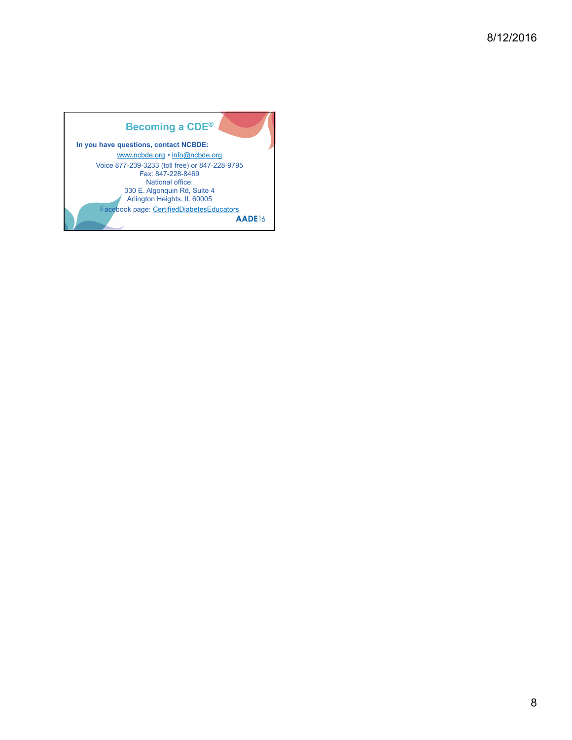## Becoming a CDE®

**In you have questions, contact NCBDE:**

www.ncbde.org • info@ncbde.org

Voice 877-239-3233 (toll free) or 847-228-9795

Fax: 847-228-8469

National office:

330 E. Algonquin Rd, Suite 4

Arlington Heights, IL 60005

Facebook page: CertifiedDiabetesEducators

AADE16